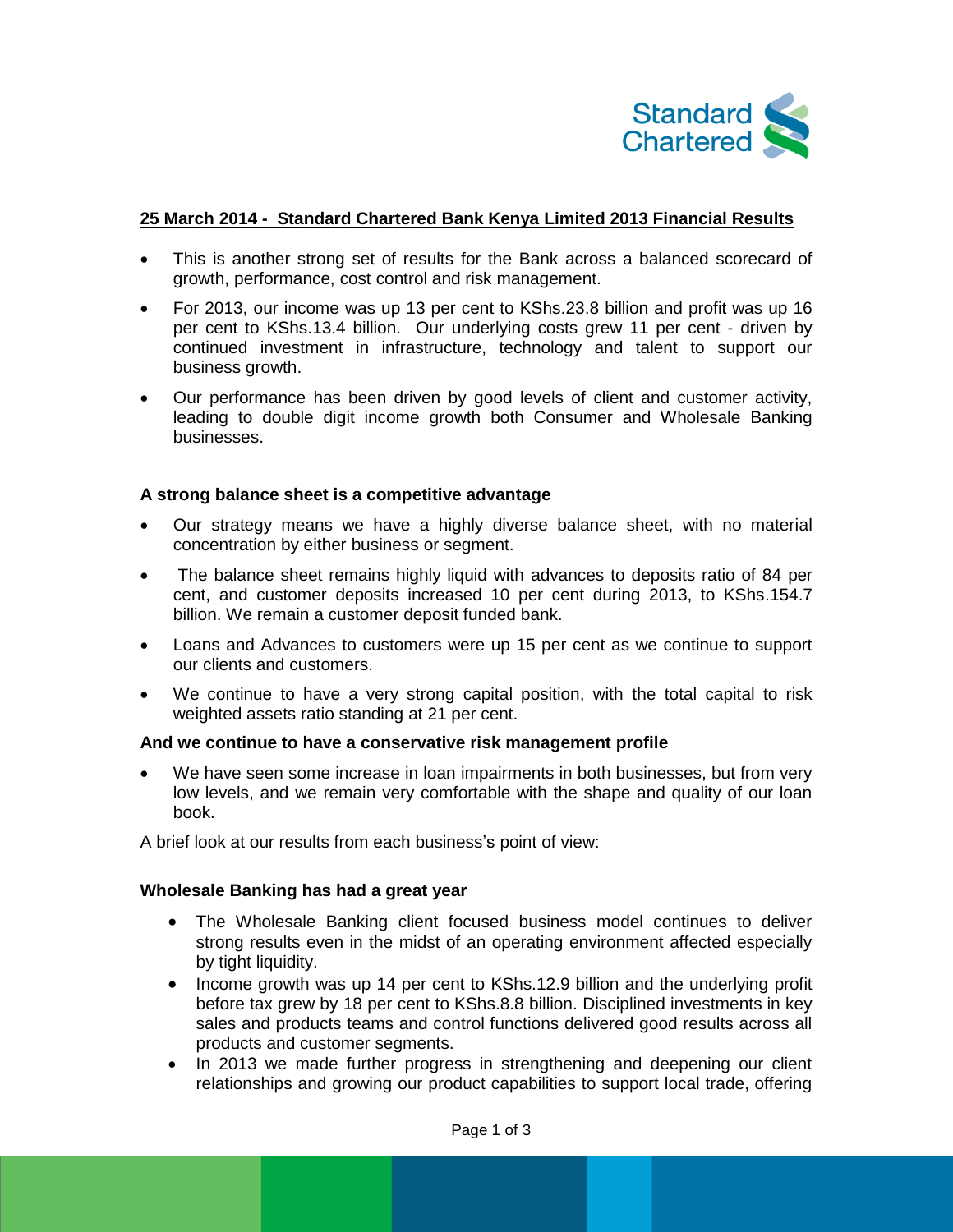## 25 March 2014 - Standard Chartered Bank Kenya Limited 2013 Financial Results

- This is another strong set of results for the Bank across a balanced scorecard of growth, performance, cost control and risk management.
- For 2013, our income was up 13 per cent to KShs.23.8 billion and profit was up 16 per cent to KShs.13.4 billion. Our underlying costs grew 11 per cent - driven by continued investment in infrastructure, technology and talent to support our business growth.
- Our performance has been driven by good levels of client and customer activity, leading to double digit income growth both Consumer and Wholesale Banking businesses.

### A strong balance sheet is a competitive advantage

- Our strategy means we have a highly diverse balance sheet, with no material concentration by either business or segment.
- The balance sheet remains highly liquid with advances to deposits ratio of 84 per cent, and customer deposits increased 10 per cent during 2013, to KShs.154.7 billion. We remain a customer deposit funded bank.
- Loans and Advances to customers were up 15 per cent as we continue to support our clients and customers.
- We continue to have a very strong capital position, with the total capital to risk weighted assets ratio standing at 21 per cent.

### And we continue to have a conservative risk management profile

- We have seen some increase in loan impairments in both businesses, but from very low levels, and we remain very comfortable with the shape and quality of our loan book.

A brief look at our results from each business's point of view:

### Wholesale Banking has had a great year

- The Wholesale Banking client focused business model continues to deliver strong results even in the midst of an operating environment affected especially by tight liquidity.
- Income growth was up 14 per cent to KShs.12.9 billion and the underlying profit before tax grew by 18 per cent to KShs.8.8 billion. Disciplined investments in key sales and products teams and control functions delivered good results across all products and customer segments.
- In 2013 we made further progress in strengthening and deepening our client relationships and growing our product capabilities to support local trade, offering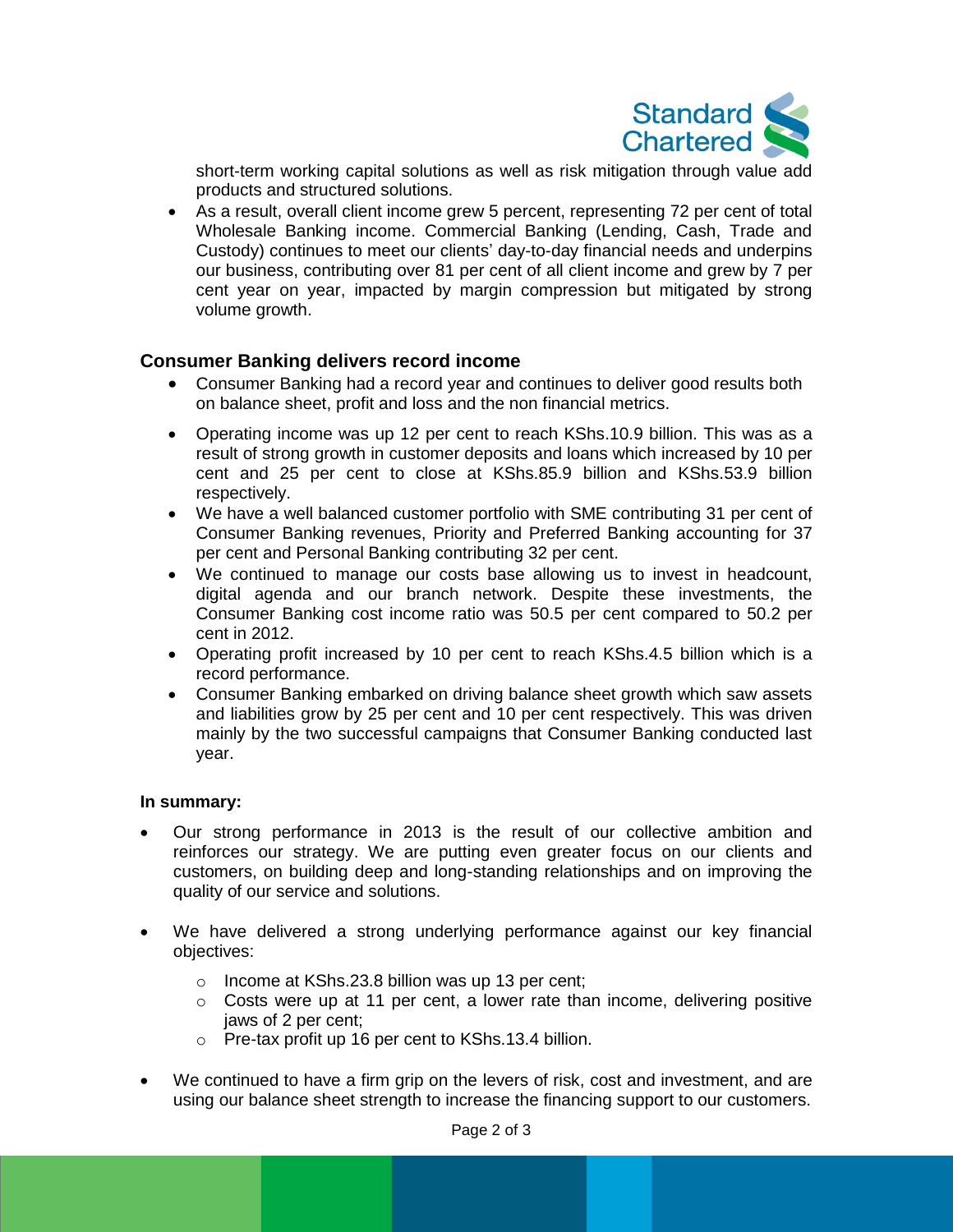short-term working capital solutions as well as risk mitigation through value add products and structured solutions.

- As a result, overall client income grew 5 percent, representing 72 per cent of total Wholesale Banking income. Commercial Banking (Lending, Cash, Trade and Custody) continues to meet our clients' day-to-day financial needs and underpins our business, contributing over 81 per cent of all client income and grew by 7 per cent year on year, impacted by margin compression but mitigated by strong volume growth.

### Consumer Banking delivers record income

- Consumer Banking had a record year and continues to deliver good results both on balance sheet, profit and loss and the non financial metrics.
- Operating income was up 12 per cent to reach KShs.10.9 billion. This was as a result of strong growth in customer deposits and loans which increased by 10 per cent and 25 per cent to close at KShs.85.9 billion and KShs.53.9 billion respectively.
- We have a well balanced customer portfolio with SME contributing 31 per cent of Consumer Banking revenues, Priority and Preferred Banking accounting for 37 per cent and Personal Banking contributing 32 per cent.
- We continued to manage our costs base allowing us to invest in headcount, digital agenda and our branch network. Despite these investments, the Consumer Banking cost income ratio was 50.5 per cent compared to 50.2 per cent in 2012.
- Operating profit increased by 10 per cent to reach KShs.4.5 billion which is a record performance.
- Consumer Banking embarked on driving balance sheet growth which saw assets and liabilities grow by 25 per cent and 10 per cent respectively. This was driven mainly by the two successful campaigns that Consumer Banking conducted last year.

**In summary:**

- Our strong performance in 2013 is the result of our collective ambition and reinforces our strategy. We are putting even greater focus on our clients and customers, on building deep and long-standing relationships and on improving the quality of our service and solutions.

- We have delivered a strong underlying performance against our key financial objectives:
  - Income at KShs.23.8 billion was up 13 per cent;
  - Costs were up at 11 per cent, a lower rate than income, delivering positive jaws of 2 per cent;
  - Pre-tax profit up 16 per cent to KShs.13.4 billion.

- We continued to have a firm grip on the levers of risk, cost and investment, and are using our balance sheet strength to increase the financing support to our customers.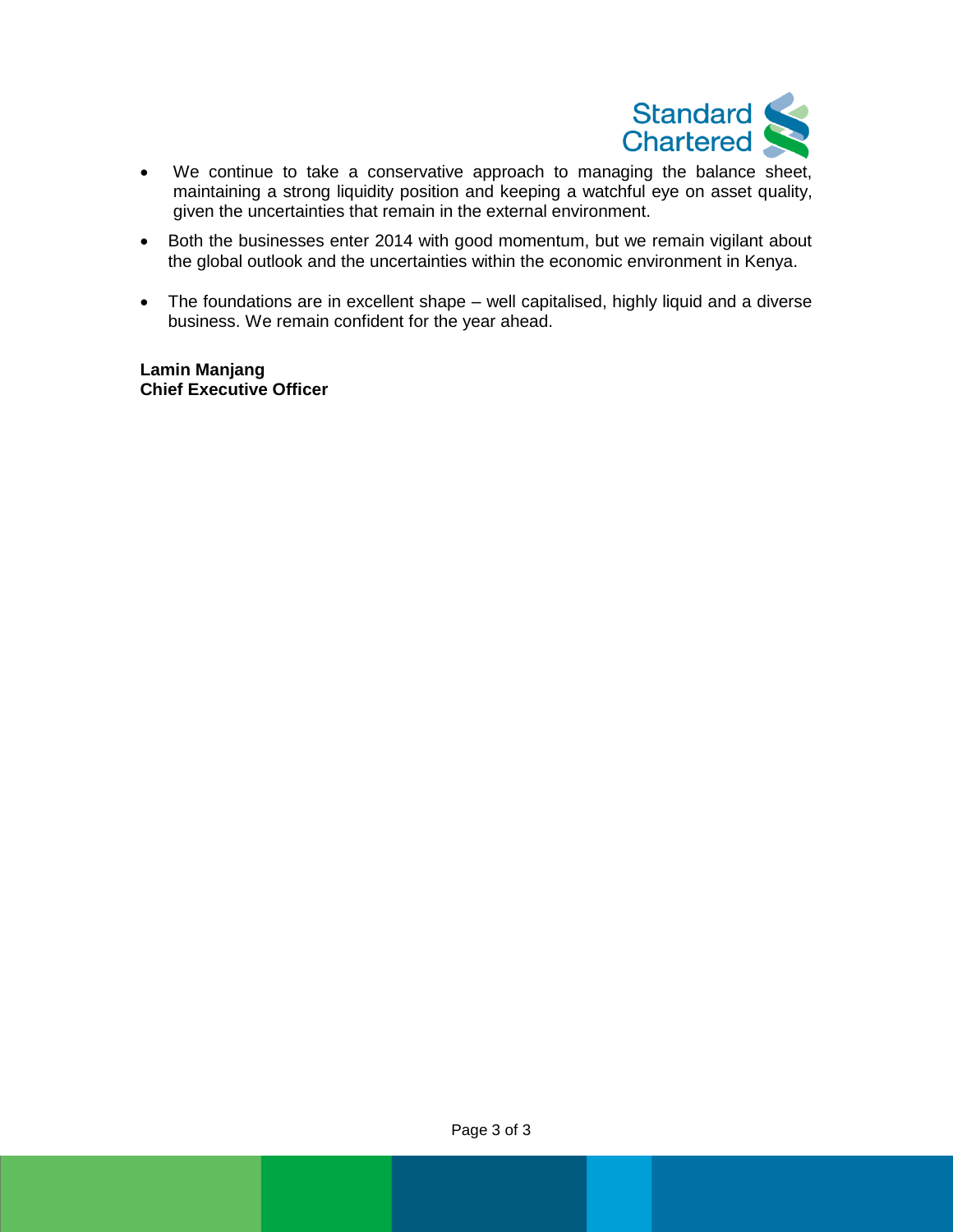- We continue to take a conservative approach to managing the balance sheet, maintaining a strong liquidity position and keeping a watchful eye on asset quality, given the uncertainties that remain in the external environment.
- Both the businesses enter 2014 with good momentum, but we remain vigilant about the global outlook and the uncertainties within the economic environment in Kenya.
- The foundations are in excellent shape – well capitalised, highly liquid and a diverse business. We remain confident for the year ahead.

**Lamin Manjang**
**Chief Executive Officer**